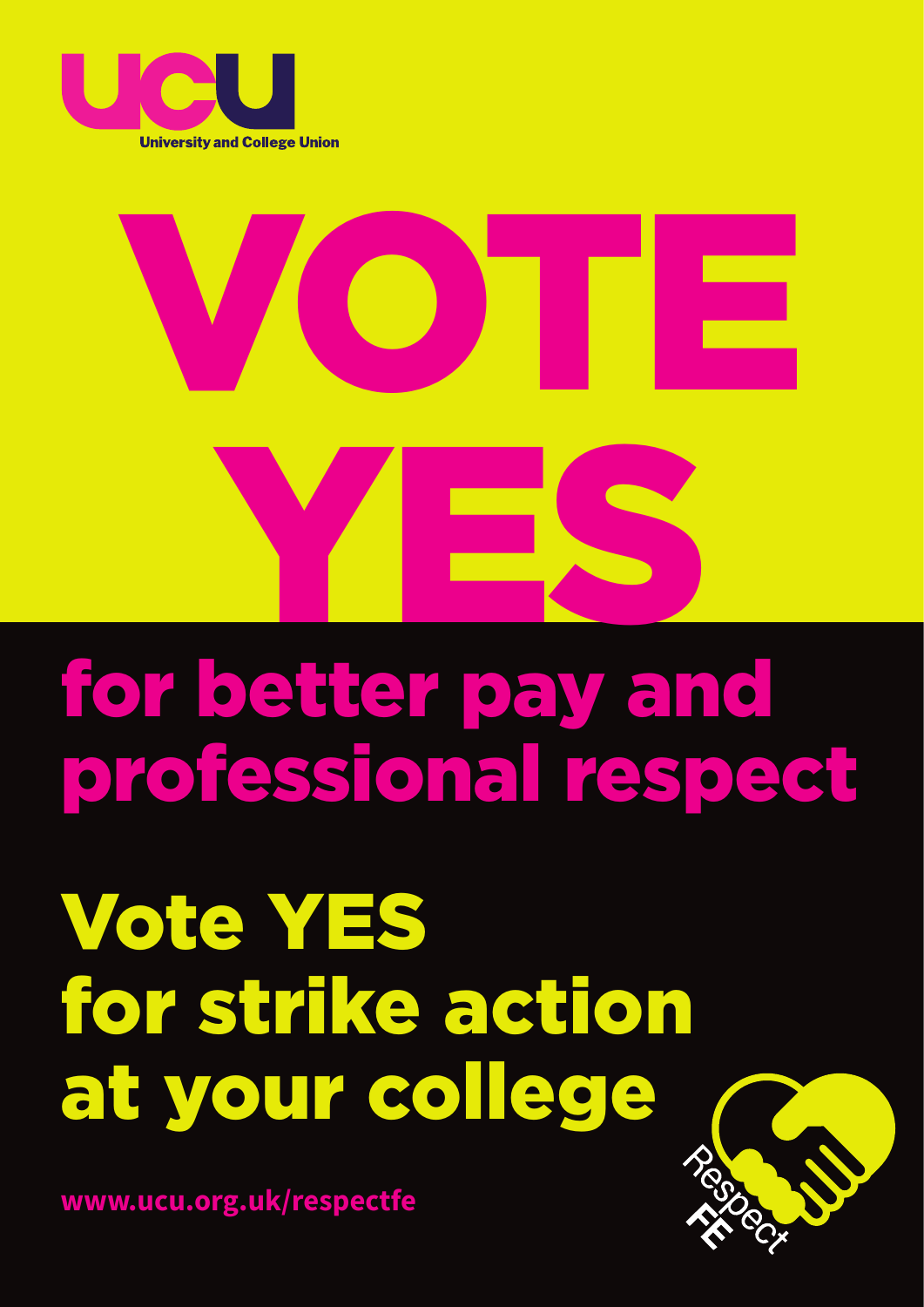UCU

University and College Union

# VOTE YES

## for better pay and professional respect

## Vote YES for strike action at your college

www.ucu.org.uk/respectfe

Respect FE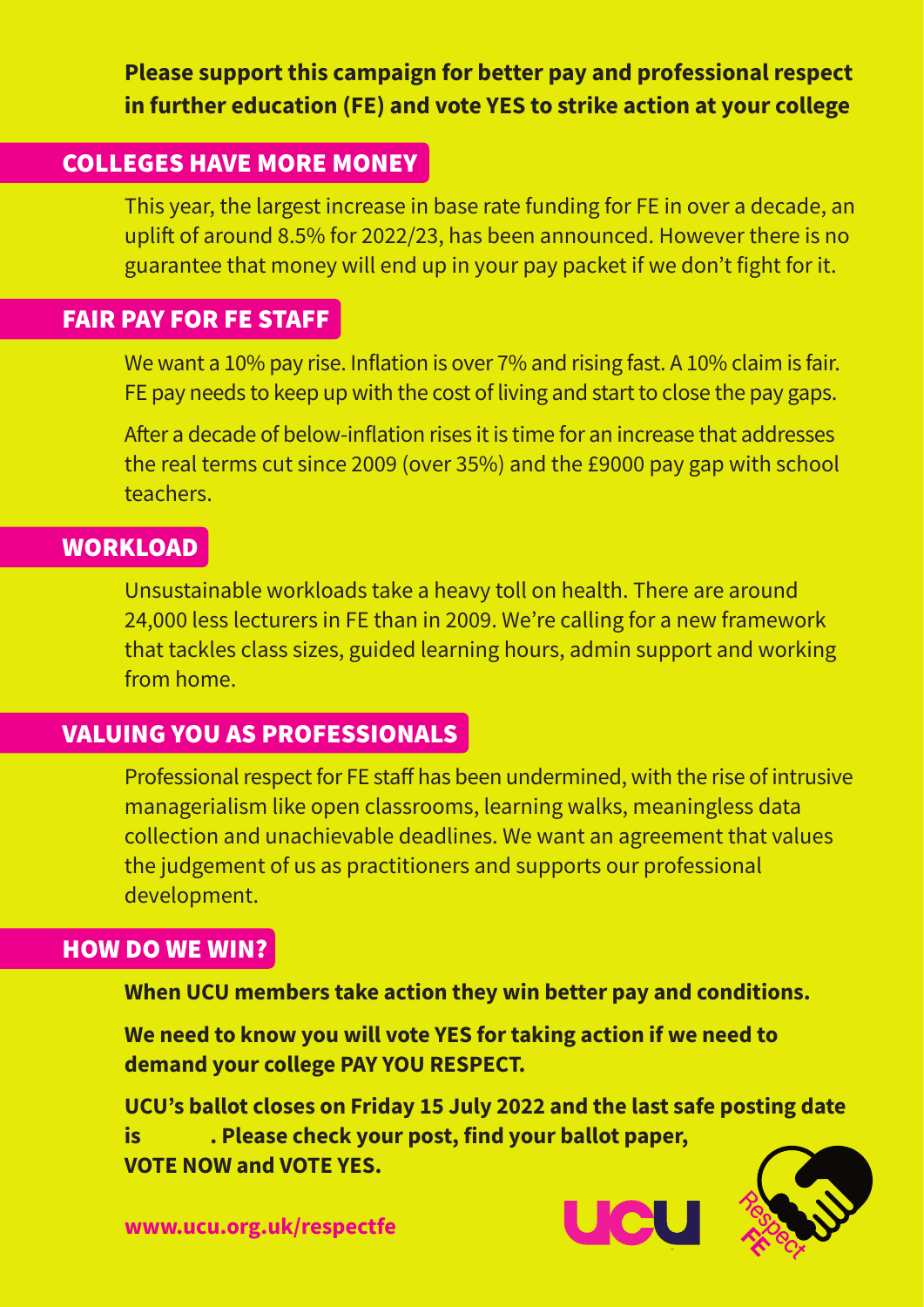**Please support this campaign for better pay and professional respect in further education (FE) and vote YES to strike action at your college**

## COLLEGES HAVE MORE MONEY

This year, the largest increase in base rate funding for FE in over a decade, an uplift of around 8.5% for 2022/23, has been announced. However there is no guarantee that money will end up in your pay packet if we don't fight for it.

## FAIR PAY FOR FE STAFF

We want a 10% pay rise. Inflation is over 7% and rising fast. A 10% claim is fair. FE pay needs to keep up with the cost of living and start to close the pay gaps.

After a decade of below-inflation rises it is time for an increase that addresses the real terms cut since 2009 (over 35%) and the £9000 pay gap with school teachers.

## WORKLOAD

Unsustainable workloads take a heavy toll on health. There are around 24,000 less lecturers in FE than in 2009. We're calling for a new framework that tackles class sizes, guided learning hours, admin support and working from home.

## VALUING YOU AS PROFESSIONALS

Professional respect for FE staff has been undermined, with the rise of intrusive managerialism like open classrooms, learning walks, meaningless data collection and unachievable deadlines. We want an agreement that values the judgement of us as practitioners and supports our professional development.

## HOW DO WE WIN?

**When UCU members take action they win better pay and conditions.**

**We need to know you will vote YES for taking action if we need to demand your college PAY YOU RESPECT.**

**UCU's ballot closes on Friday 15 July 2022 and the last safe posting date is . Please check your post, find your ballot paper, VOTE NOW and VOTE YES.**

**www.ucu.org.uk/respectfe**

UCU

Respect FE